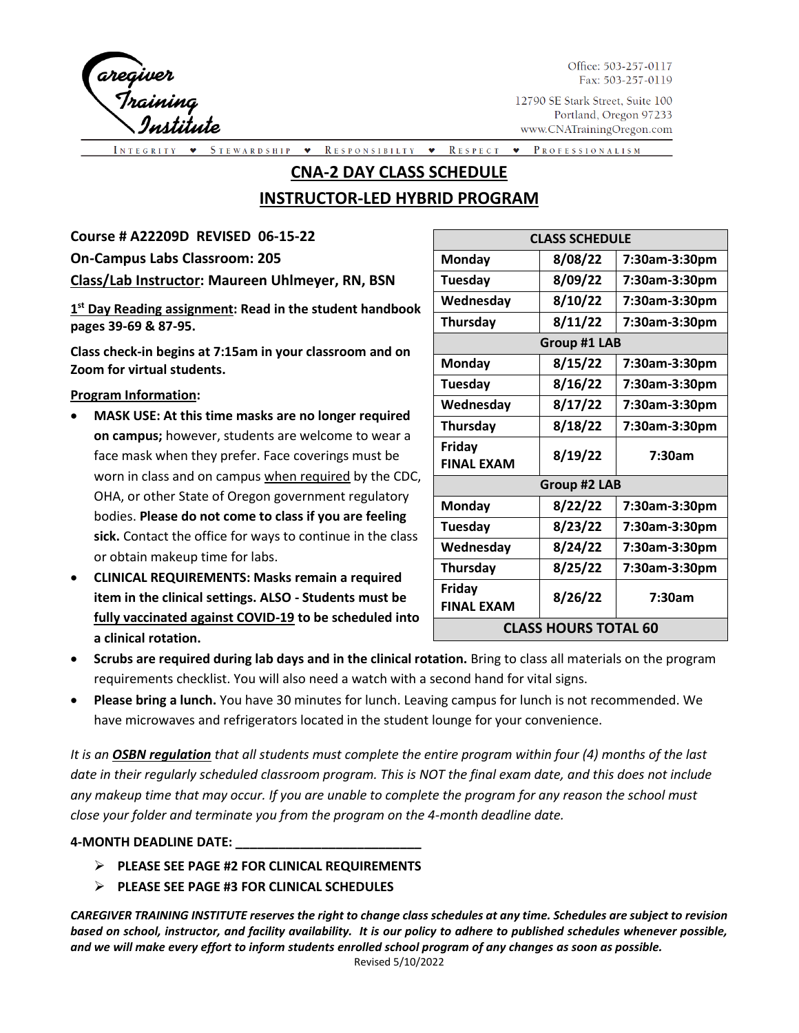Caregiver Training Institute

Office: 503-257-0117
Fax: 503-257-0119

12790 SE Stark Street, Suite 100
Portland, Oregon 97233
www.CNATrainingOregon.com

INTEGRITY ♥ STEWARDSHIP ♥ RESPONSIBILTY ♥ RESPECT ♥ PROFESSIONALISM

# CNA-2 DAY CLASS SCHEDULE

# INSTRUCTOR-LED HYBRID PROGRAM

**Course # A22209D REVISED 06-15-22**

**On-Campus Labs Classroom: 205**

**Class/Lab Instructor: Maureen Uhlmeyer, RN, BSN**

**1st Day Reading assignment: Read in the student handbook pages 39-69 & 87-95.**

**Class check-in begins at 7:15am in your classroom and on Zoom for virtual students.**

| CLASS SCHEDULE | | |
|---|---|---|
| Monday | 8/08/22 | 7:30am-3:30pm |
| Tuesday | 8/09/22 | 7:30am-3:30pm |
| Wednesday | 8/10/22 | 7:30am-3:30pm |
| Thursday | 8/11/22 | 7:30am-3:30pm |
| **Group #1 LAB** | | |
| Monday | 8/15/22 | 7:30am-3:30pm |
| Tuesday | 8/16/22 | 7:30am-3:30pm |
| Wednesday | 8/17/22 | 7:30am-3:30pm |
| Thursday | 8/18/22 | 7:30am-3:30pm |
| Friday FINAL EXAM | 8/19/22 | 7:30am |
| **Group #2 LAB** | | |
| Monday | 8/22/22 | 7:30am-3:30pm |
| Tuesday | 8/23/22 | 7:30am-3:30pm |
| Wednesday | 8/24/22 | 7:30am-3:30pm |
| Thursday | 8/25/22 | 7:30am-3:30pm |
| Friday FINAL EXAM | 8/26/22 | 7:30am |
| **CLASS HOURS TOTAL 60** | | |

**Program Information:**

- **MASK USE: At this time masks are no longer required on campus;** however, students are welcome to wear a face mask when they prefer. Face coverings must be worn in class and on campus when required by the CDC, OHA, or other State of Oregon government regulatory bodies. **Please do not come to class if you are feeling sick.** Contact the office for ways to continue in the class or obtain makeup time for labs.
- **CLINICAL REQUIREMENTS: Masks remain a required item in the clinical settings. ALSO - Students must be fully vaccinated against COVID-19 to be scheduled into a clinical rotation.**
- **Scrubs are required during lab days and in the clinical rotation.** Bring to class all materials on the program requirements checklist. You will also need a watch with a second hand for vital signs.
- **Please bring a lunch.** You have 30 minutes for lunch. Leaving campus for lunch is not recommended. We have microwaves and refrigerators located in the student lounge for your convenience.

*It is an **OSBN regulation** that all students must complete the entire program within four (4) months of the last date in their regularly scheduled classroom program. This is NOT the final exam date, and this does not include any makeup time that may occur. If you are unable to complete the program for any reason the school must close your folder and terminate you from the program on the 4-month deadline date.*

**4-MONTH DEADLINE DATE: ___________________________**

- **PLEASE SEE PAGE #2 FOR CLINICAL REQUIREMENTS**
- **PLEASE SEE PAGE #3 FOR CLINICAL SCHEDULES**

***CAREGIVER TRAINING INSTITUTE reserves the right to change class schedules at any time. Schedules are subject to revision based on school, instructor, and facility availability. It is our policy to adhere to published schedules whenever possible, and we will make every effort to inform students enrolled school program of any changes as soon as possible.***

Revised 5/10/2022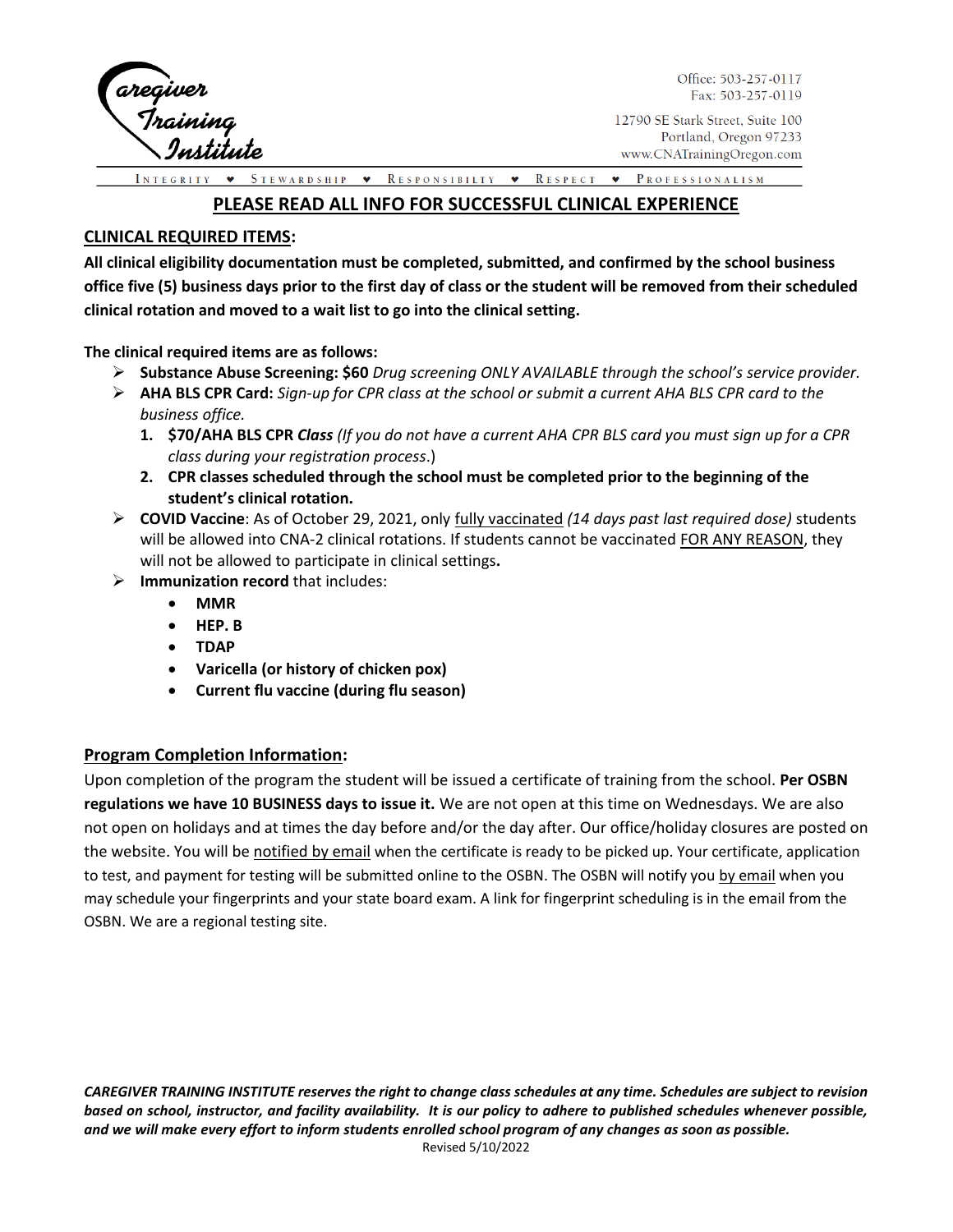Caregiver Training Institute

Office: 503-257-0117
Fax: 503-257-0119

12790 SE Stark Street, Suite 100
Portland, Oregon 97233
www.CNATrainingOregon.com

INTEGRITY ♥ STEWARDSHIP ♥ RESPONSIBILITY ♥ RESPECT ♥ PROFESSIONALISM

# <u>PLEASE READ ALL INFO FOR SUCCESSFUL CLINICAL EXPERIENCE</u>

## <u>CLINICAL REQUIRED ITEMS</u>:

**All clinical eligibility documentation must be completed, submitted, and confirmed by the school business office five (5) business days prior to the first day of class or the student will be removed from their scheduled clinical rotation and moved to a wait list to go into the clinical setting.**

**The clinical required items are as follows:**

- **Substance Abuse Screening: $60** *Drug screening ONLY AVAILABLE through the school's service provider.*
- **AHA BLS CPR Card:** *Sign-up for CPR class at the school or submit a current AHA BLS CPR card to the business office.*
  1. **$70/AHA BLS CPR** ***Class*** *(If you do not have a current AHA CPR BLS card you must sign up for a CPR class during your registration process*.)
  2. **CPR classes scheduled through the school must be completed prior to the beginning of the student's clinical rotation.**
- **COVID Vaccine**: As of October 29, 2021, only <u>fully vaccinated</u> *(14 days past last required dose)* students will be allowed into CNA-2 clinical rotations. If students cannot be vaccinated <u>FOR ANY REASON</u>, they will not be allowed to participate in clinical settings**.**
- **Immunization record** that includes:
  - **MMR**
  - **HEP. B**
  - **TDAP**
  - **Varicella (or history of chicken pox)**
  - **Current flu vaccine (during flu season)**

## <u>Program Completion Information</u>:

Upon completion of the program the student will be issued a certificate of training from the school. **Per OSBN regulations we have 10 BUSINESS days to issue it.** We are not open at this time on Wednesdays. We are also not open on holidays and at times the day before and/or the day after. Our office/holiday closures are posted on the website. You will be <u>notified by email</u> when the certificate is ready to be picked up. Your certificate, application to test, and payment for testing will be submitted online to the OSBN. The OSBN will notify you <u>by email</u> when you may schedule your fingerprints and your state board exam. A link for fingerprint scheduling is in the email from the OSBN. We are a regional testing site.

***CAREGIVER TRAINING INSTITUTE reserves the right to change class schedules at any time. Schedules are subject to revision based on school, instructor, and facility availability. It is our policy to adhere to published schedules whenever possible, and we will make every effort to inform students enrolled school program of any changes as soon as possible.***

Revised 5/10/2022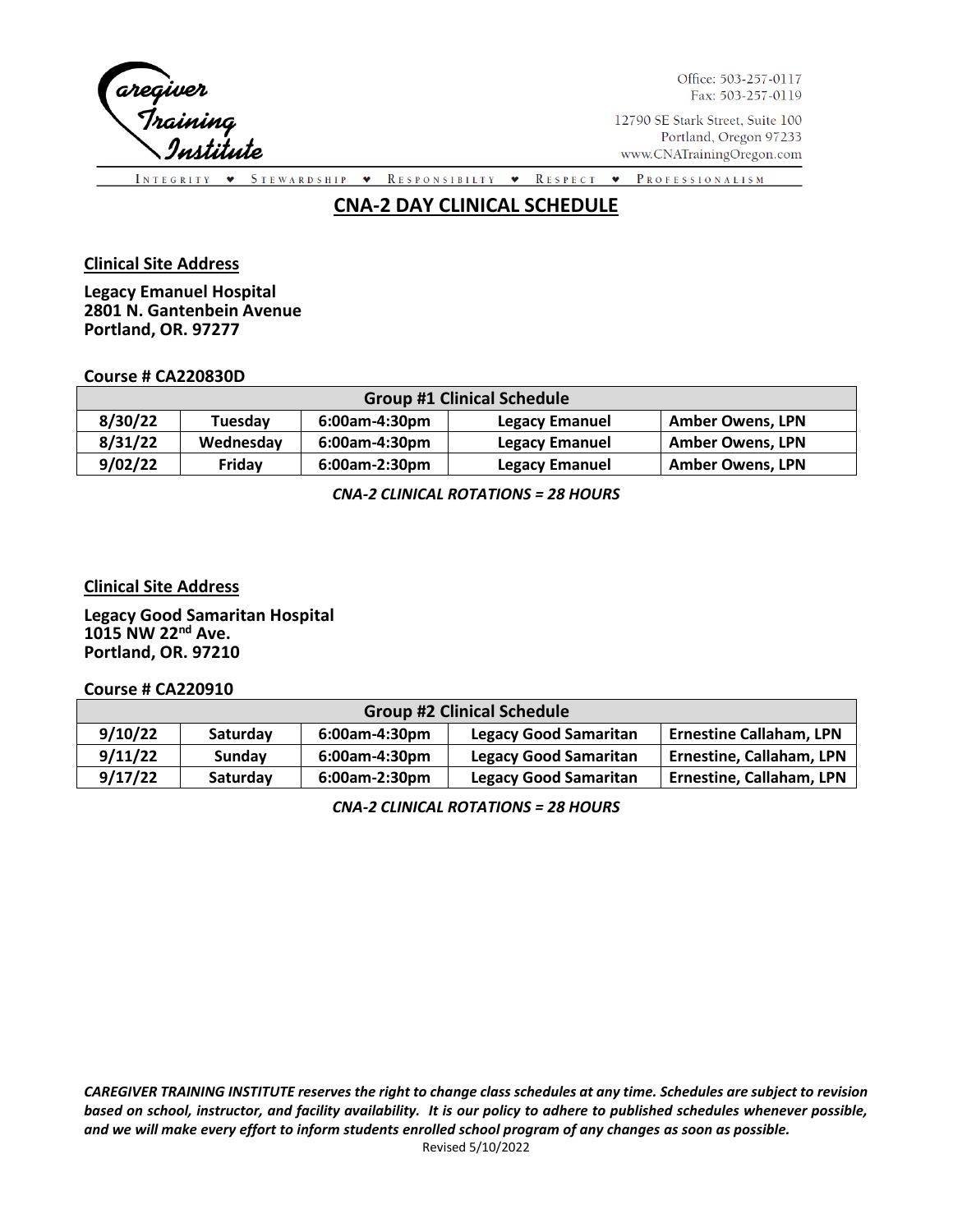Caregiver Training Institute

Office: 503-257-0117
Fax: 503-257-0119

12790 SE Stark Street, Suite 100
Portland, Oregon 97233
www.CNATrainingOregon.com

INTEGRITY ♥ STEWARDSHIP ♥ RESPONSIBILTY ♥ RESPECT ♥ PROFESSIONALISM

# CNA-2 DAY CLINICAL SCHEDULE

**Clinical Site Address**

**Legacy Emanuel Hospital**
**2801 N. Gantenbein Avenue**
**Portland, OR. 97277**

**Course # CA220830D**

| Group #1 Clinical Schedule | | | | |
|---|---|---|---|---|
| 8/30/22 | Tuesday | 6:00am-4:30pm | Legacy Emanuel | Amber Owens, LPN |
| 8/31/22 | Wednesday | 6:00am-4:30pm | Legacy Emanuel | Amber Owens, LPN |
| 9/02/22 | Friday | 6:00am-2:30pm | Legacy Emanuel | Amber Owens, LPN |

*CNA-2 CLINICAL ROTATIONS = 28 HOURS*

**Clinical Site Address**

**Legacy Good Samaritan Hospital**
**1015 NW 22nd Ave.**
**Portland, OR. 97210**

**Course # CA220910**

| Group #2 Clinical Schedule | | | | |
|---|---|---|---|---|
| 9/10/22 | Saturday | 6:00am-4:30pm | Legacy Good Samaritan | Ernestine Callaham, LPN |
| 9/11/22 | Sunday | 6:00am-4:30pm | Legacy Good Samaritan | Ernestine, Callaham, LPN |
| 9/17/22 | Saturday | 6:00am-2:30pm | Legacy Good Samaritan | Ernestine, Callaham, LPN |

*CNA-2 CLINICAL ROTATIONS = 28 HOURS*

*CAREGIVER TRAINING INSTITUTE reserves the right to change class schedules at any time. Schedules are subject to revision based on school, instructor, and facility availability. It is our policy to adhere to published schedules whenever possible, and we will make every effort to inform students enrolled school program of any changes as soon as possible.*

Revised 5/10/2022